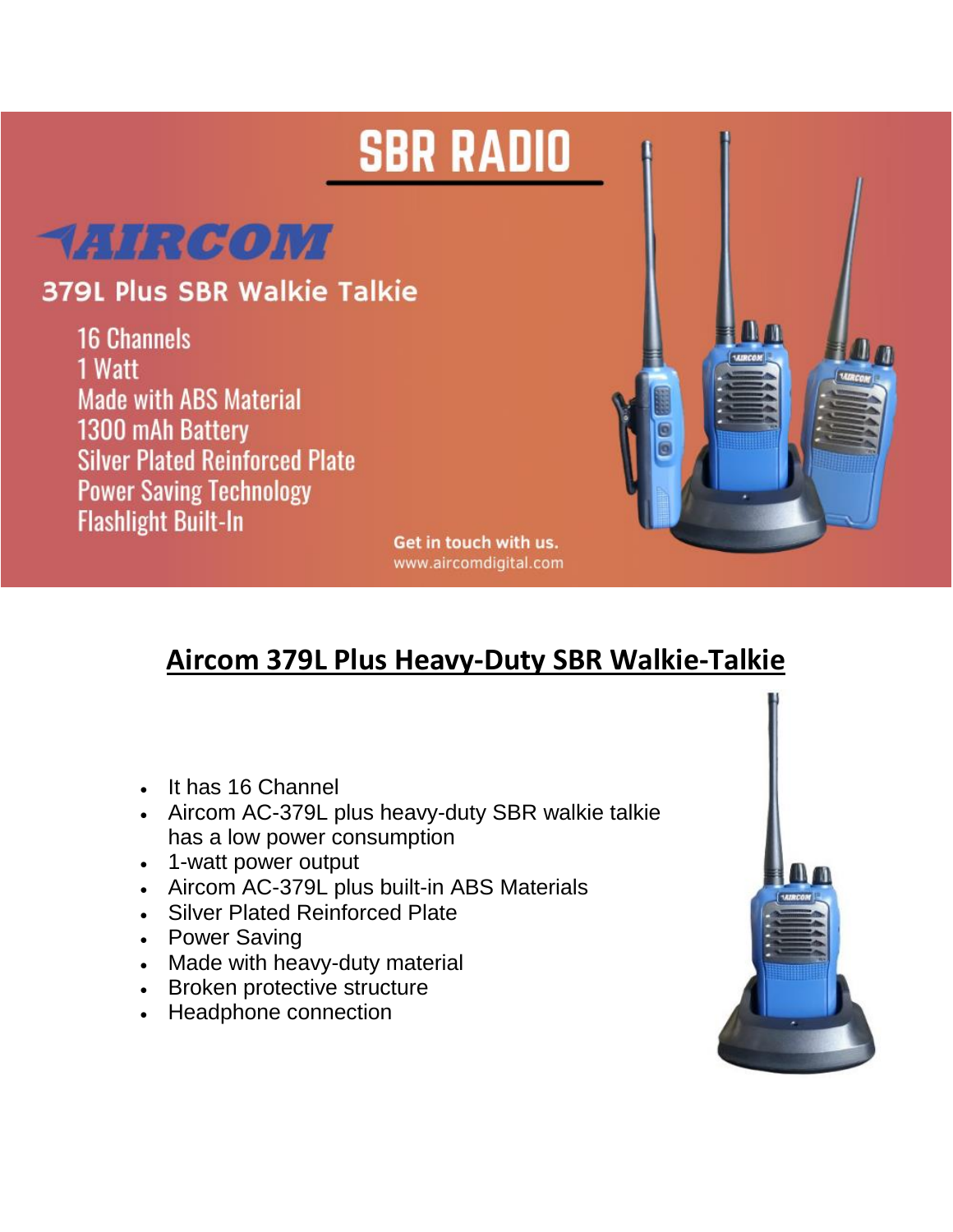# SBR RADIO

## AIRCOM

### 379L Plus SBR Walkie Talkie

16 Channels
1 Watt
Made with ABS Material
1300 mAh Battery
Silver Plated Reinforced Plate
Power Saving Technology
Flashlight Built-In

Get in touch with us.
www.aircomdigital.com

## Aircom 379L Plus Heavy-Duty SBR Walkie-Talkie

- It has 16 Channel
- Aircom AC-379L plus heavy-duty SBR walkie talkie has a low power consumption
- 1-watt power output
- Aircom AC-379L plus built-in ABS Materials
- Silver Plated Reinforced Plate
- Power Saving
- Made with heavy-duty material
- Broken protective structure
- Headphone connection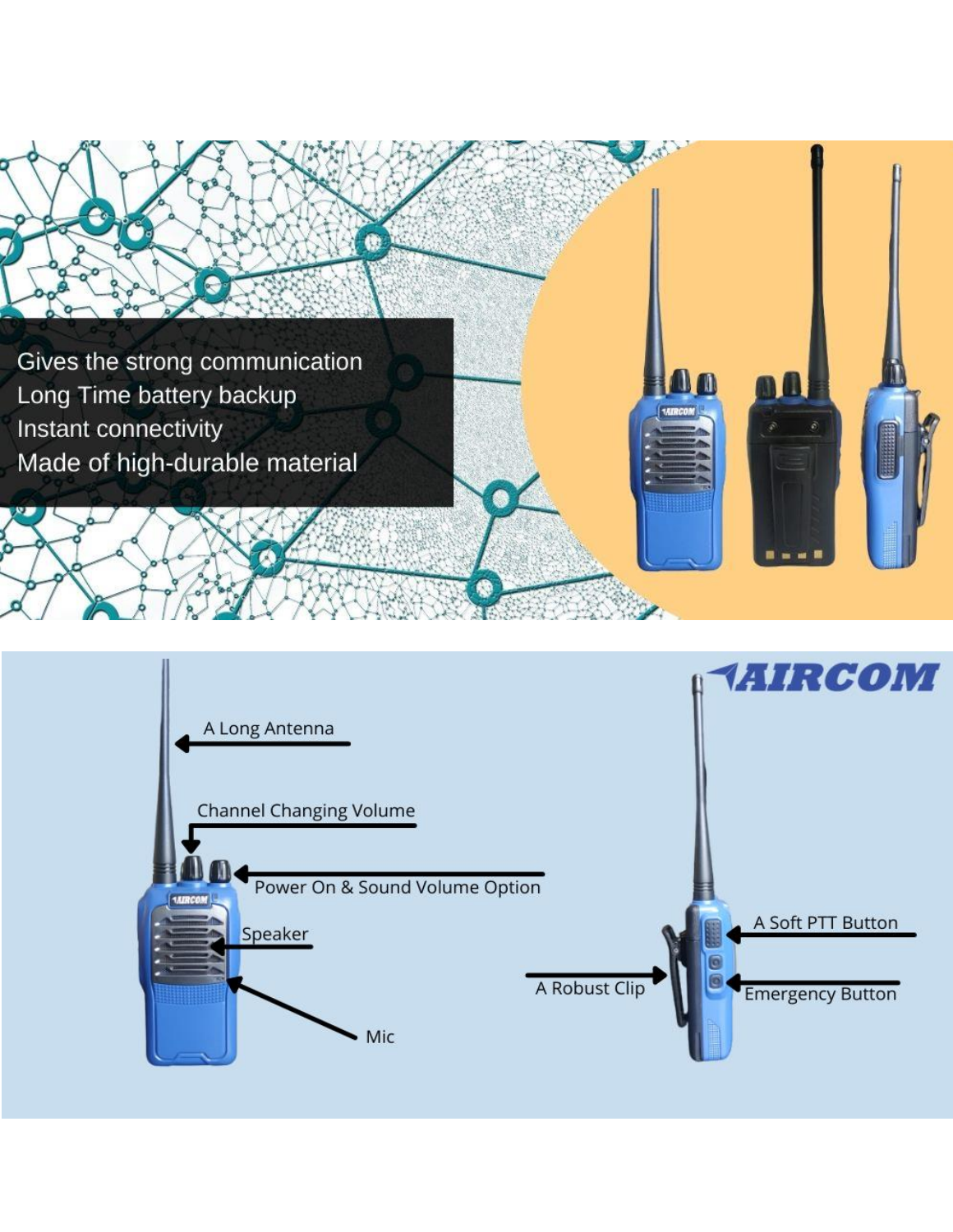Gives the strong communication
Long Time battery backup
Instant connectivity
Made of high-durable material

AIRCOM

A Long Antenna

Channel Changing Volume

Power On & Sound Volume Option

Speaker

Mic

A Soft PTT Button

A Robust Clip

Emergency Button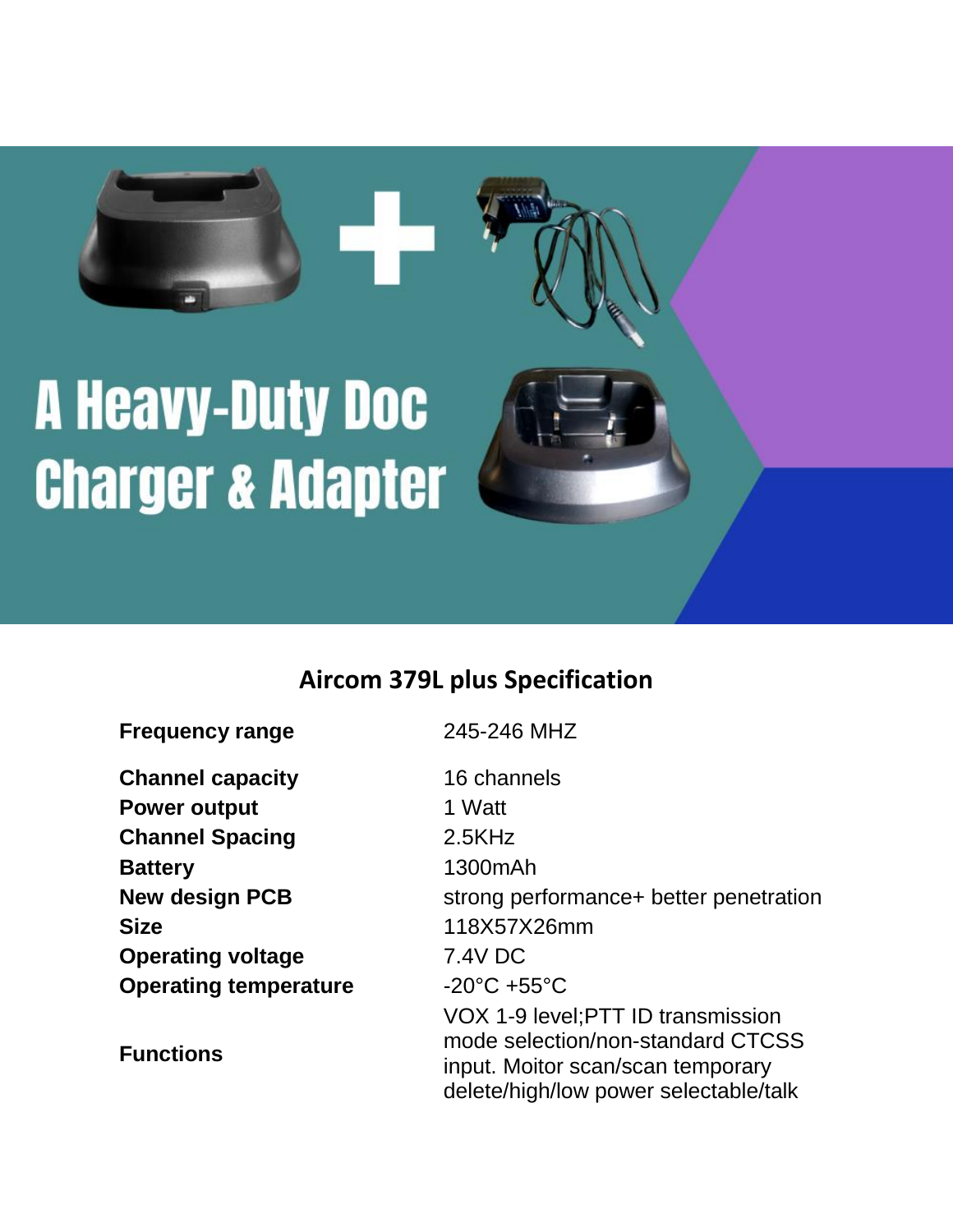A Heavy-Duty Doc Charger & Adapter

## Aircom 379L plus Specification

| | |
|---|---|
| **Frequency range** | 245-246 MHZ |
| **Channel capacity** | 16 channels |
| **Power output** | 1 Watt |
| **Channel Spacing** | 2.5KHz |
| **Battery** | 1300mAh |
| **New design PCB** | strong performance+ better penetration |
| **Size** | 118X57X26mm |
| **Operating voltage** | 7.4V DC |
| **Operating temperature** | -20°C +55°C |
| **Functions** | VOX 1-9 level;PTT ID transmission mode selection/non-standard CTCSS input. Moitor scan/scan temporary delete/high/low power selectable/talk |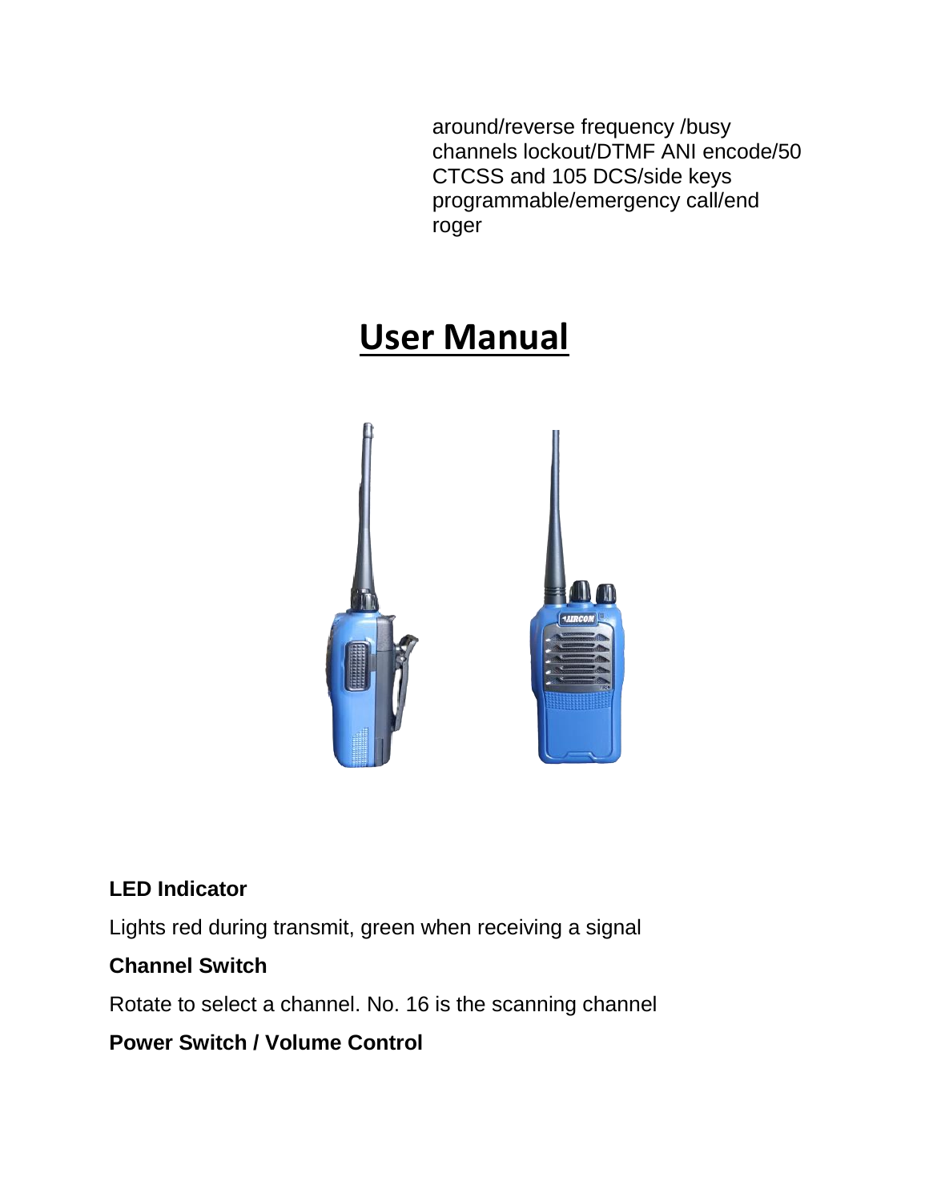around/reverse frequency /busy channels lockout/DTMF ANI encode/50 CTCSS and 105 DCS/side keys programmable/emergency call/end roger

# User Manual

**LED Indicator**

Lights red during transmit, green when receiving a signal

**Channel Switch**

Rotate to select a channel. No. 16 is the scanning channel

**Power Switch / Volume Control**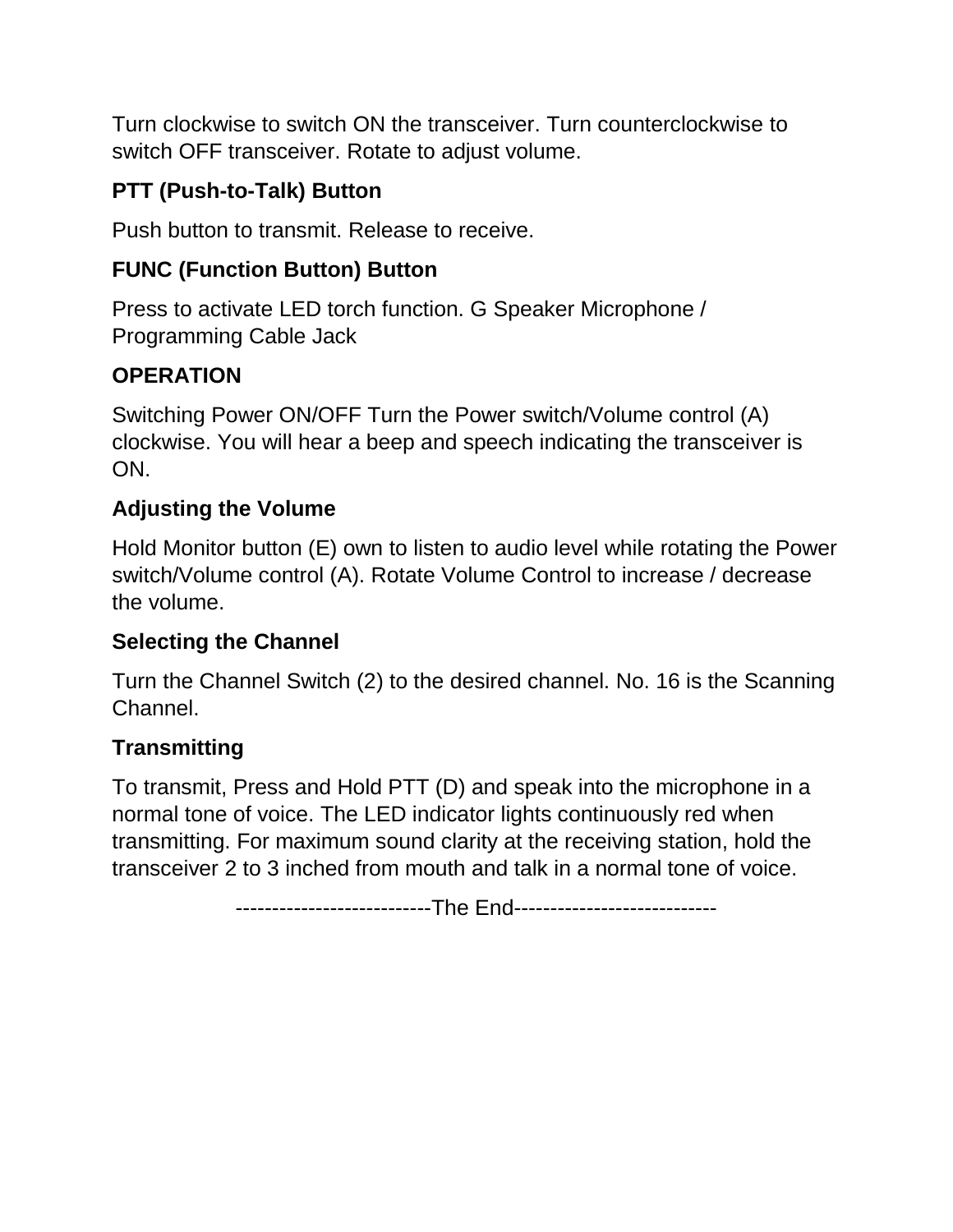Turn clockwise to switch ON the transceiver. Turn counterclockwise to switch OFF transceiver. Rotate to adjust volume.

**PTT (Push-to-Talk) Button**

Push button to transmit. Release to receive.

**FUNC (Function Button) Button**

Press to activate LED torch function. G Speaker Microphone / Programming Cable Jack

**OPERATION**

Switching Power ON/OFF Turn the Power switch/Volume control (A) clockwise. You will hear a beep and speech indicating the transceiver is ON.

**Adjusting the Volume**

Hold Monitor button (E) own to listen to audio level while rotating the Power switch/Volume control (A). Rotate Volume Control to increase / decrease the volume.

**Selecting the Channel**

Turn the Channel Switch (2) to the desired channel. No. 16 is the Scanning Channel.

**Transmitting**

To transmit, Press and Hold PTT (D) and speak into the microphone in a normal tone of voice. The LED indicator lights continuously red when transmitting. For maximum sound clarity at the receiving station, hold the transceiver 2 to 3 inched from mouth and talk in a normal tone of voice.

--------------------------The End---------------------------